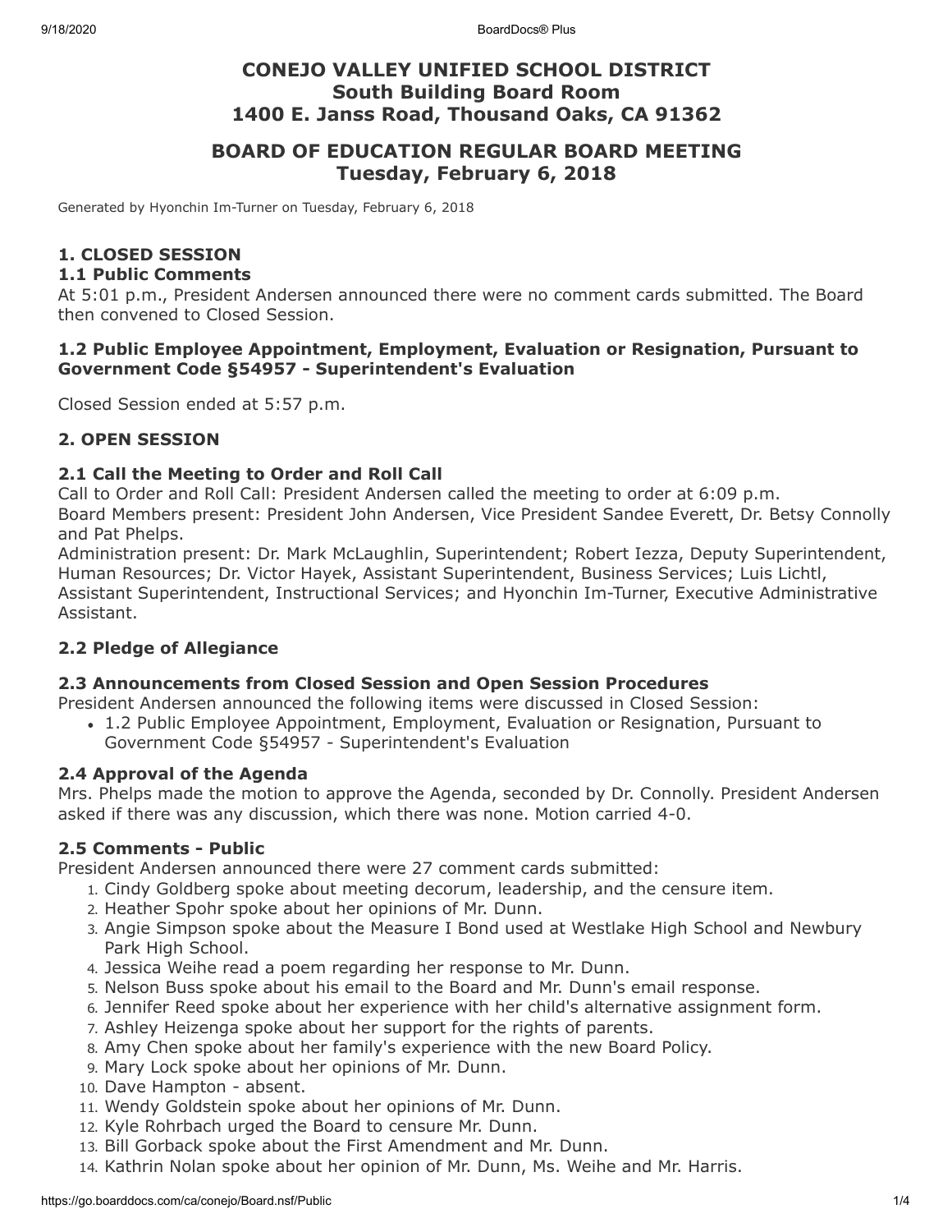# CONEJO VALLEY UNIFIED SCHOOL DISTRICT
## South Building Board Room
## 1400 E. Janss Road, Thousand Oaks, CA 91362

## BOARD OF EDUCATION REGULAR BOARD MEETING
## Tuesday, February 6, 2018

Generated by Hyonchin Im-Turner on Tuesday, February 6, 2018

### 1. CLOSED SESSION

#### 1.1 Public Comments

At 5:01 p.m., President Andersen announced there were no comment cards submitted. The Board then convened to Closed Session.

#### 1.2 Public Employee Appointment, Employment, Evaluation or Resignation, Pursuant to Government Code §54957 - Superintendent's Evaluation

Closed Session ended at 5:57 p.m.

### 2. OPEN SESSION

#### 2.1 Call the Meeting to Order and Roll Call

Call to Order and Roll Call: President Andersen called the meeting to order at 6:09 p.m.
Board Members present: President John Andersen, Vice President Sandee Everett, Dr. Betsy Connolly and Pat Phelps.
Administration present: Dr. Mark McLaughlin, Superintendent; Robert Iezza, Deputy Superintendent, Human Resources; Dr. Victor Hayek, Assistant Superintendent, Business Services; Luis Lichtl, Assistant Superintendent, Instructional Services; and Hyonchin Im-Turner, Executive Administrative Assistant.

#### 2.2 Pledge of Allegiance

#### 2.3 Announcements from Closed Session and Open Session Procedures

President Andersen announced the following items were discussed in Closed Session:

- 1.2 Public Employee Appointment, Employment, Evaluation or Resignation, Pursuant to Government Code §54957 - Superintendent's Evaluation

#### 2.4 Approval of the Agenda

Mrs. Phelps made the motion to approve the Agenda, seconded by Dr. Connolly. President Andersen asked if there was any discussion, which there was none. Motion carried 4-0.

#### 2.5 Comments - Public

President Andersen announced there were 27 comment cards submitted:

1. Cindy Goldberg spoke about meeting decorum, leadership, and the censure item.
2. Heather Spohr spoke about her opinions of Mr. Dunn.
3. Angie Simpson spoke about the Measure I Bond used at Westlake High School and Newbury Park High School.
4. Jessica Weihe read a poem regarding her response to Mr. Dunn.
5. Nelson Buss spoke about his email to the Board and Mr. Dunn's email response.
6. Jennifer Reed spoke about her experience with her child's alternative assignment form.
7. Ashley Heizenga spoke about her support for the rights of parents.
8. Amy Chen spoke about her family's experience with the new Board Policy.
9. Mary Lock spoke about her opinions of Mr. Dunn.
10. Dave Hampton - absent.
11. Wendy Goldstein spoke about her opinions of Mr. Dunn.
12. Kyle Rohrbach urged the Board to censure Mr. Dunn.
13. Bill Gorback spoke about the First Amendment and Mr. Dunn.
14. Kathrin Nolan spoke about her opinion of Mr. Dunn, Ms. Weihe and Mr. Harris.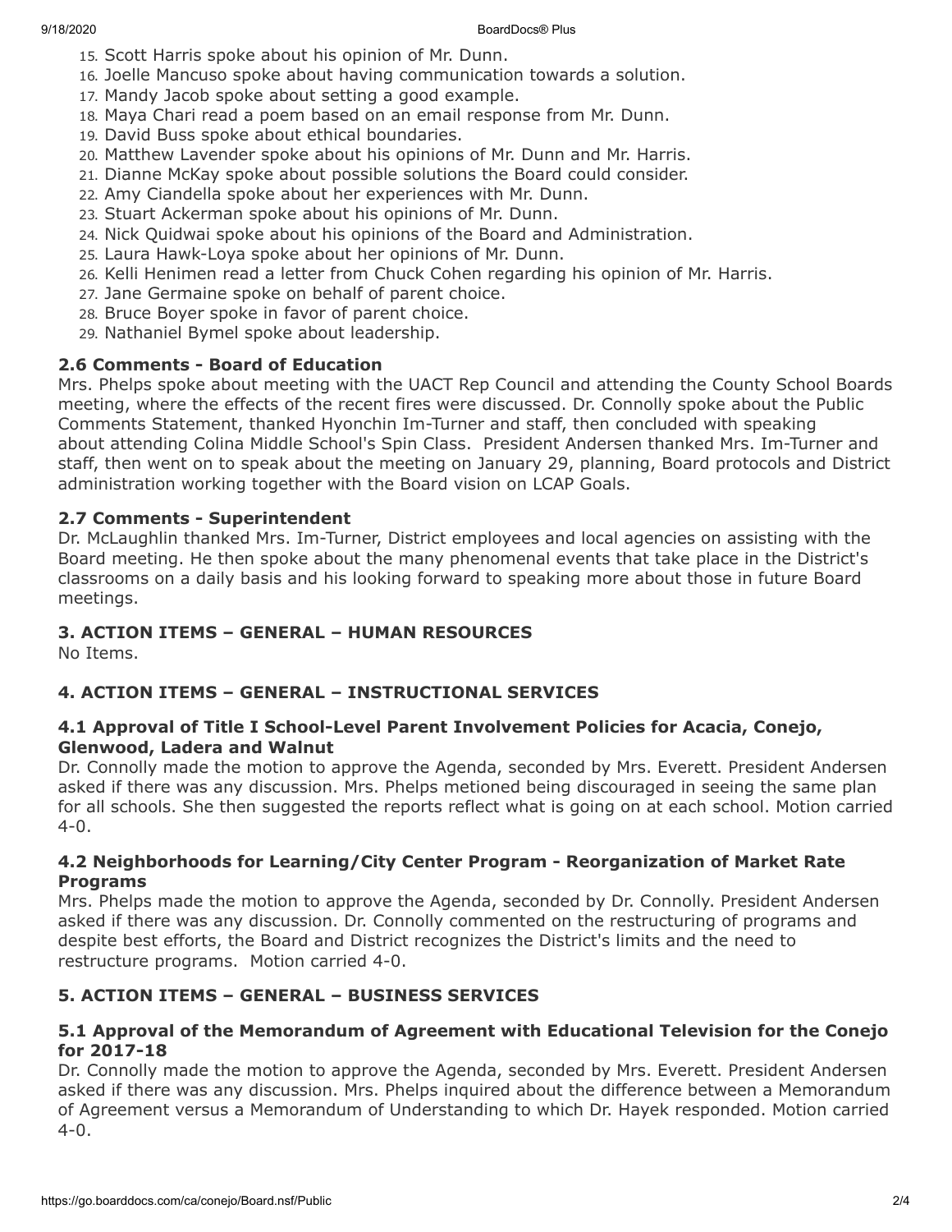15. Scott Harris spoke about his opinion of Mr. Dunn.
16. Joelle Mancuso spoke about having communication towards a solution.
17. Mandy Jacob spoke about setting a good example.
18. Maya Chari read a poem based on an email response from Mr. Dunn.
19. David Buss spoke about ethical boundaries.
20. Matthew Lavender spoke about his opinions of Mr. Dunn and Mr. Harris.
21. Dianne McKay spoke about possible solutions the Board could consider.
22. Amy Ciandella spoke about her experiences with Mr. Dunn.
23. Stuart Ackerman spoke about his opinions of Mr. Dunn.
24. Nick Quidwai spoke about his opinions of the Board and Administration.
25. Laura Hawk-Loya spoke about her opinions of Mr. Dunn.
26. Kelli Henimen read a letter from Chuck Cohen regarding his opinion of Mr. Harris.
27. Jane Germaine spoke on behalf of parent choice.
28. Bruce Boyer spoke in favor of parent choice.
29. Nathaniel Bymel spoke about leadership.

### 2.6 Comments - Board of Education

Mrs. Phelps spoke about meeting with the UACT Rep Council and attending the County School Boards meeting, where the effects of the recent fires were discussed. Dr. Connolly spoke about the Public Comments Statement, thanked Hyonchin Im-Turner and staff, then concluded with speaking about attending Colina Middle School's Spin Class. President Andersen thanked Mrs. Im-Turner and staff, then went on to speak about the meeting on January 29, planning, Board protocols and District administration working together with the Board vision on LCAP Goals.

### 2.7 Comments - Superintendent

Dr. McLaughlin thanked Mrs. Im-Turner, District employees and local agencies on assisting with the Board meeting. He then spoke about the many phenomenal events that take place in the District's classrooms on a daily basis and his looking forward to speaking more about those in future Board meetings.

## 3. ACTION ITEMS – GENERAL – HUMAN RESOURCES

No Items.

## 4. ACTION ITEMS – GENERAL – INSTRUCTIONAL SERVICES

### 4.1 Approval of Title I School-Level Parent Involvement Policies for Acacia, Conejo, Glenwood, Ladera and Walnut

Dr. Connolly made the motion to approve the Agenda, seconded by Mrs. Everett. President Andersen asked if there was any discussion. Mrs. Phelps metioned being discouraged in seeing the same plan for all schools. She then suggested the reports reflect what is going on at each school. Motion carried 4-0.

### 4.2 Neighborhoods for Learning/City Center Program - Reorganization of Market Rate Programs

Mrs. Phelps made the motion to approve the Agenda, seconded by Dr. Connolly. President Andersen asked if there was any discussion. Dr. Connolly commented on the restructuring of programs and despite best efforts, the Board and District recognizes the District's limits and the need to restructure programs. Motion carried 4-0.

## 5. ACTION ITEMS – GENERAL – BUSINESS SERVICES

### 5.1 Approval of the Memorandum of Agreement with Educational Television for the Conejo for 2017-18

Dr. Connolly made the motion to approve the Agenda, seconded by Mrs. Everett. President Andersen asked if there was any discussion. Mrs. Phelps inquired about the difference between a Memorandum of Agreement versus a Memorandum of Understanding to which Dr. Hayek responded. Motion carried 4-0.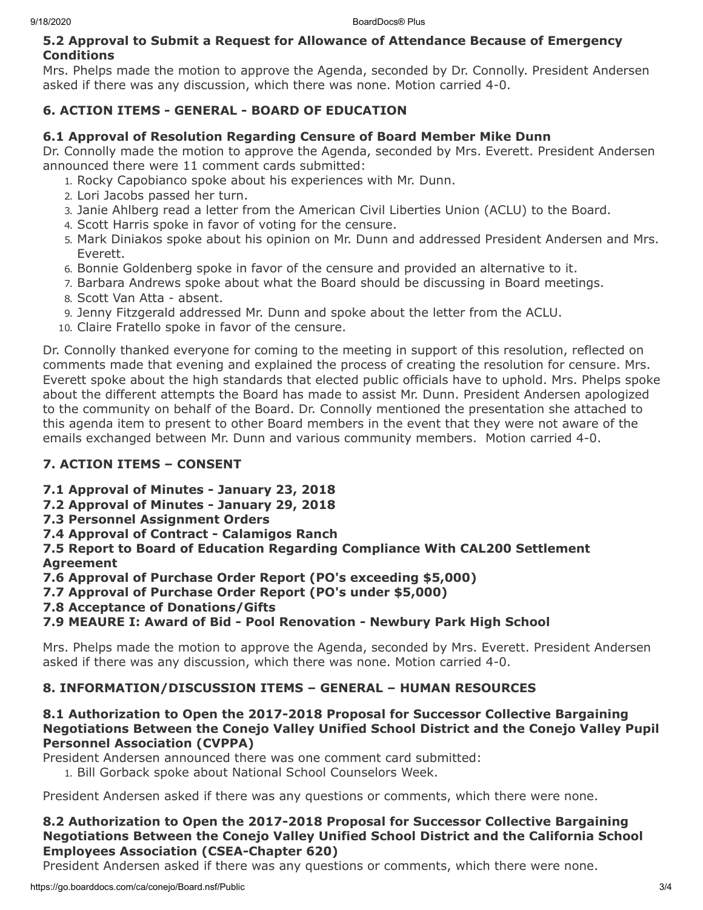### 5.2 Approval to Submit a Request for Allowance of Attendance Because of Emergency Conditions

Mrs. Phelps made the motion to approve the Agenda, seconded by Dr. Connolly. President Andersen asked if there was any discussion, which there was none. Motion carried 4-0.

## 6. ACTION ITEMS - GENERAL - BOARD OF EDUCATION

### 6.1 Approval of Resolution Regarding Censure of Board Member Mike Dunn

Dr. Connolly made the motion to approve the Agenda, seconded by Mrs. Everett. President Andersen announced there were 11 comment cards submitted:

1. Rocky Capobianco spoke about his experiences with Mr. Dunn.
2. Lori Jacobs passed her turn.
3. Janie Ahlberg read a letter from the American Civil Liberties Union (ACLU) to the Board.
4. Scott Harris spoke in favor of voting for the censure.
5. Mark Diniakos spoke about his opinion on Mr. Dunn and addressed President Andersen and Mrs. Everett.
6. Bonnie Goldenberg spoke in favor of the censure and provided an alternative to it.
7. Barbara Andrews spoke about what the Board should be discussing in Board meetings.
8. Scott Van Atta - absent.
9. Jenny Fitzgerald addressed Mr. Dunn and spoke about the letter from the ACLU.
10. Claire Fratello spoke in favor of the censure.

Dr. Connolly thanked everyone for coming to the meeting in support of this resolution, reflected on comments made that evening and explained the process of creating the resolution for censure. Mrs. Everett spoke about the high standards that elected public officials have to uphold. Mrs. Phelps spoke about the different attempts the Board has made to assist Mr. Dunn. President Andersen apologized to the community on behalf of the Board. Dr. Connolly mentioned the presentation she attached to this agenda item to present to other Board members in the event that they were not aware of the emails exchanged between Mr. Dunn and various community members. Motion carried 4-0.

## 7. ACTION ITEMS – CONSENT

**7.1 Approval of Minutes - January 23, 2018**
**7.2 Approval of Minutes - January 29, 2018**
**7.3 Personnel Assignment Orders**
**7.4 Approval of Contract - Calamigos Ranch**
**7.5 Report to Board of Education Regarding Compliance With CAL200 Settlement Agreement**
**7.6 Approval of Purchase Order Report (PO's exceeding $5,000)**
**7.7 Approval of Purchase Order Report (PO's under $5,000)**
**7.8 Acceptance of Donations/Gifts**
**7.9 MEAURE I: Award of Bid - Pool Renovation - Newbury Park High School**

Mrs. Phelps made the motion to approve the Agenda, seconded by Mrs. Everett. President Andersen asked if there was any discussion, which there was none. Motion carried 4-0.

## 8. INFORMATION/DISCUSSION ITEMS – GENERAL – HUMAN RESOURCES

### 8.1 Authorization to Open the 2017-2018 Proposal for Successor Collective Bargaining Negotiations Between the Conejo Valley Unified School District and the Conejo Valley Pupil Personnel Association (CVPPA)

President Andersen announced there was one comment card submitted:

1. Bill Gorback spoke about National School Counselors Week.

President Andersen asked if there was any questions or comments, which there were none.

### 8.2 Authorization to Open the 2017-2018 Proposal for Successor Collective Bargaining Negotiations Between the Conejo Valley Unified School District and the California School Employees Association (CSEA-Chapter 620)

President Andersen asked if there was any questions or comments, which there were none.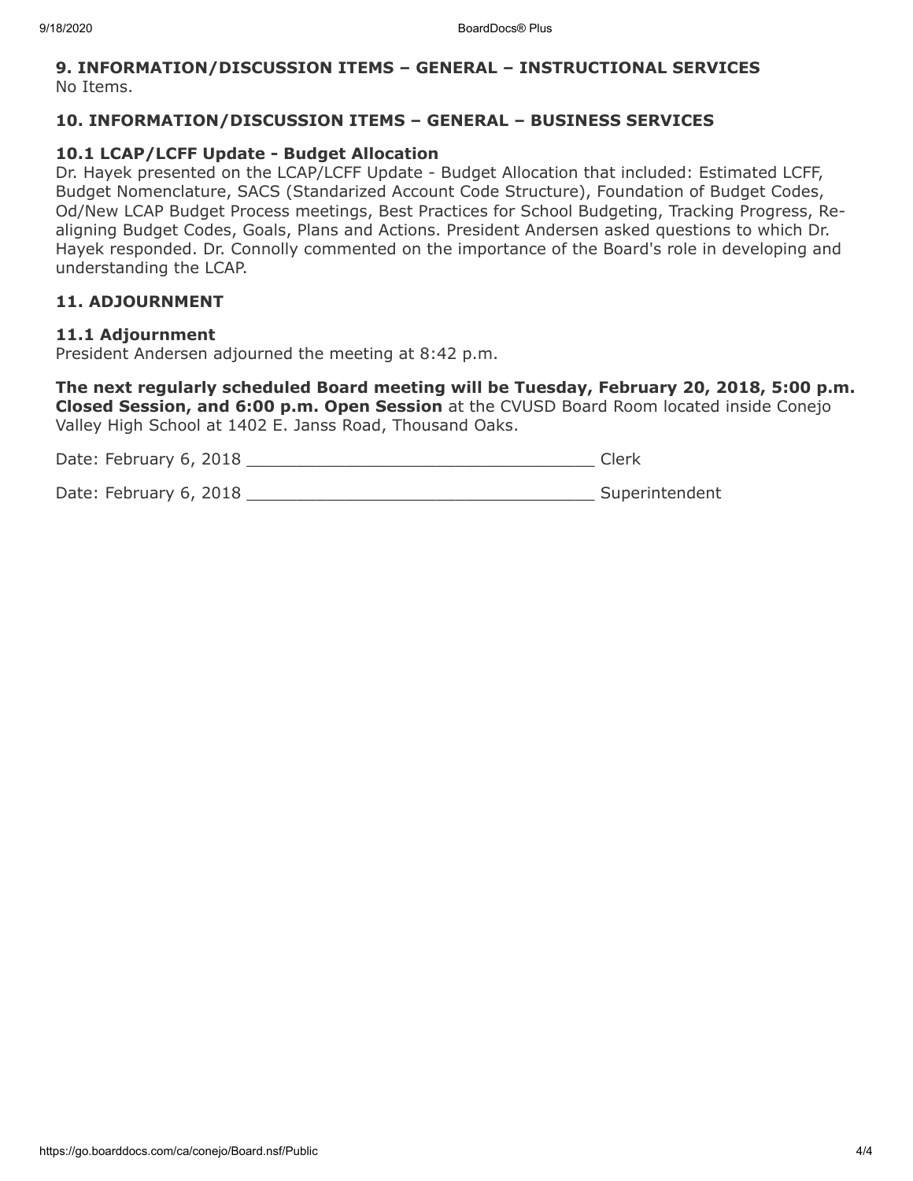## 9. INFORMATION/DISCUSSION ITEMS – GENERAL – INSTRUCTIONAL SERVICES

No Items.

## 10. INFORMATION/DISCUSSION ITEMS – GENERAL – BUSINESS SERVICES

### 10.1 LCAP/LCFF Update - Budget Allocation

Dr. Hayek presented on the LCAP/LCFF Update - Budget Allocation that included: Estimated LCFF, Budget Nomenclature, SACS (Standarized Account Code Structure), Foundation of Budget Codes, Od/New LCAP Budget Process meetings, Best Practices for School Budgeting, Tracking Progress, Re-aligning Budget Codes, Goals, Plans and Actions. President Andersen asked questions to which Dr. Hayek responded. Dr. Connolly commented on the importance of the Board's role in developing and understanding the LCAP.

## 11. ADJOURNMENT

### 11.1 Adjournment

President Andersen adjourned the meeting at 8:42 p.m.

**The next regularly scheduled Board meeting will be Tuesday, February 20, 2018, 5:00 p.m. Closed Session, and 6:00 p.m. Open Session** at the CVUSD Board Room located inside Conejo Valley High School at 1402 E. Janss Road, Thousand Oaks.

Date: February 6, 2018 ___________________________________ Clerk

Date: February 6, 2018 ___________________________________ Superintendent